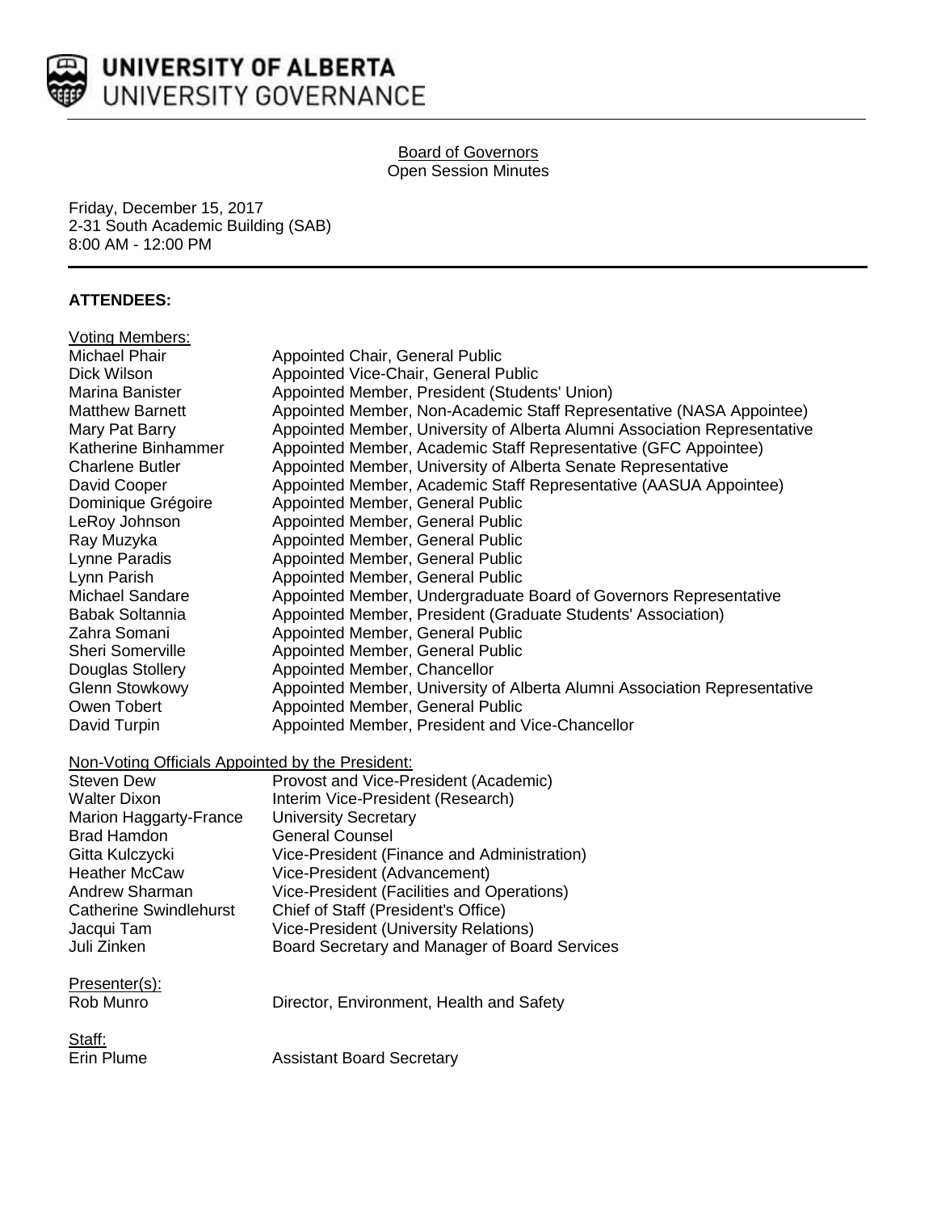# UNIVERSITY OF ALBERTA
## UNIVERSITY GOVERNANCE

Board of Governors
Open Session Minutes

Friday, December 15, 2017
2-31 South Academic Building (SAB)
8:00 AM - 12:00 PM

**ATTENDEES:**

Voting Members:

| | |
|---|---|
| Michael Phair | Appointed Chair, General Public |
| Dick Wilson | Appointed Vice-Chair, General Public |
| Marina Banister | Appointed Member, President (Students' Union) |
| Matthew Barnett | Appointed Member, Non-Academic Staff Representative (NASA Appointee) |
| Mary Pat Barry | Appointed Member, University of Alberta Alumni Association Representative |
| Katherine Binhammer | Appointed Member, Academic Staff Representative (GFC Appointee) |
| Charlene Butler | Appointed Member, University of Alberta Senate Representative |
| David Cooper | Appointed Member, Academic Staff Representative (AASUA Appointee) |
| Dominique Grégoire | Appointed Member, General Public |
| LeRoy Johnson | Appointed Member, General Public |
| Ray Muzyka | Appointed Member, General Public |
| Lynne Paradis | Appointed Member, General Public |
| Lynn Parish | Appointed Member, General Public |
| Michael Sandare | Appointed Member, Undergraduate Board of Governors Representative |
| Babak Soltannia | Appointed Member, President (Graduate Students' Association) |
| Zahra Somani | Appointed Member, General Public |
| Sheri Somerville | Appointed Member, General Public |
| Douglas Stollery | Appointed Member, Chancellor |
| Glenn Stowkowy | Appointed Member, University of Alberta Alumni Association Representative |
| Owen Tobert | Appointed Member, General Public |
| David Turpin | Appointed Member, President and Vice-Chancellor |

Non-Voting Officials Appointed by the President:

| | |
|---|---|
| Steven Dew | Provost and Vice-President (Academic) |
| Walter Dixon | Interim Vice-President (Research) |
| Marion Haggarty-France | University Secretary |
| Brad Hamdon | General Counsel |
| Gitta Kulczycki | Vice-President (Finance and Administration) |
| Heather McCaw | Vice-President (Advancement) |
| Andrew Sharman | Vice-President (Facilities and Operations) |
| Catherine Swindlehurst | Chief of Staff (President's Office) |
| Jacqui Tam | Vice-President (University Relations) |
| Juli Zinken | Board Secretary and Manager of Board Services |

Presenter(s):

| | |
|---|---|
| Rob Munro | Director, Environment, Health and Safety |

Staff:

| | |
|---|---|
| Erin Plume | Assistant Board Secretary |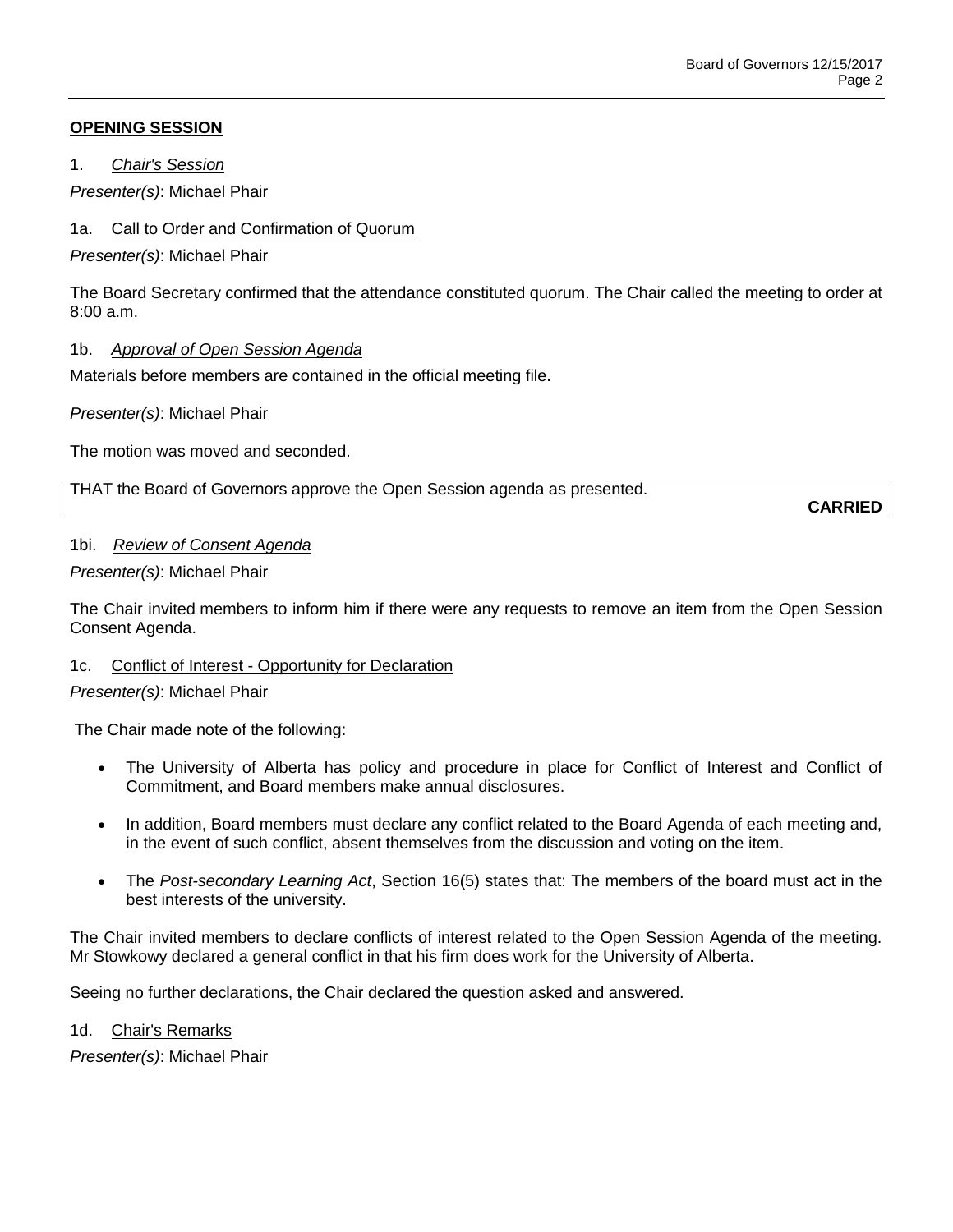## OPENING SESSION

1. *Chair's Session*

*Presenter(s)*: Michael Phair

1a. Call to Order and Confirmation of Quorum

*Presenter(s)*: Michael Phair

The Board Secretary confirmed that the attendance constituted quorum. The Chair called the meeting to order at 8:00 a.m.

1b. *Approval of Open Session Agenda*

Materials before members are contained in the official meeting file.

*Presenter(s)*: Michael Phair

The motion was moved and seconded.

THAT the Board of Governors approve the Open Session agenda as presented.

**CARRIED**

1bi. *Review of Consent Agenda*

*Presenter(s)*: Michael Phair

The Chair invited members to inform him if there were any requests to remove an item from the Open Session Consent Agenda.

1c. Conflict of Interest - Opportunity for Declaration

*Presenter(s)*: Michael Phair

The Chair made note of the following:

- The University of Alberta has policy and procedure in place for Conflict of Interest and Conflict of Commitment, and Board members make annual disclosures.
- In addition, Board members must declare any conflict related to the Board Agenda of each meeting and, in the event of such conflict, absent themselves from the discussion and voting on the item.
- The *Post-secondary Learning Act*, Section 16(5) states that: The members of the board must act in the best interests of the university.

The Chair invited members to declare conflicts of interest related to the Open Session Agenda of the meeting. Mr Stowkowy declared a general conflict in that his firm does work for the University of Alberta.

Seeing no further declarations, the Chair declared the question asked and answered.

1d. Chair's Remarks

*Presenter(s)*: Michael Phair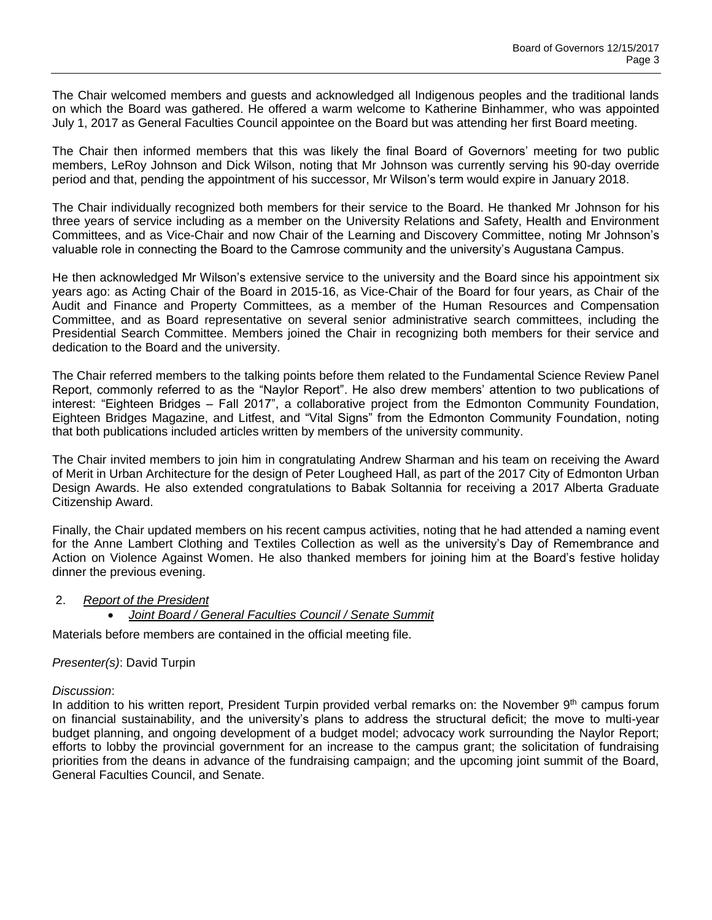The Chair welcomed members and guests and acknowledged all Indigenous peoples and the traditional lands on which the Board was gathered. He offered a warm welcome to Katherine Binhammer, who was appointed July 1, 2017 as General Faculties Council appointee on the Board but was attending her first Board meeting.

The Chair then informed members that this was likely the final Board of Governors' meeting for two public members, LeRoy Johnson and Dick Wilson, noting that Mr Johnson was currently serving his 90-day override period and that, pending the appointment of his successor, Mr Wilson's term would expire in January 2018.

The Chair individually recognized both members for their service to the Board. He thanked Mr Johnson for his three years of service including as a member on the University Relations and Safety, Health and Environment Committees, and as Vice-Chair and now Chair of the Learning and Discovery Committee, noting Mr Johnson's valuable role in connecting the Board to the Camrose community and the university's Augustana Campus.

He then acknowledged Mr Wilson's extensive service to the university and the Board since his appointment six years ago: as Acting Chair of the Board in 2015-16, as Vice-Chair of the Board for four years, as Chair of the Audit and Finance and Property Committees, as a member of the Human Resources and Compensation Committee, and as Board representative on several senior administrative search committees, including the Presidential Search Committee. Members joined the Chair in recognizing both members for their service and dedication to the Board and the university.

The Chair referred members to the talking points before them related to the Fundamental Science Review Panel Report, commonly referred to as the "Naylor Report". He also drew members' attention to two publications of interest: "Eighteen Bridges – Fall 2017", a collaborative project from the Edmonton Community Foundation, Eighteen Bridges Magazine, and Litfest, and "Vital Signs" from the Edmonton Community Foundation, noting that both publications included articles written by members of the university community.

The Chair invited members to join him in congratulating Andrew Sharman and his team on receiving the Award of Merit in Urban Architecture for the design of Peter Lougheed Hall, as part of the 2017 City of Edmonton Urban Design Awards. He also extended congratulations to Babak Soltannia for receiving a 2017 Alberta Graduate Citizenship Award.

Finally, the Chair updated members on his recent campus activities, noting that he had attended a naming event for the Anne Lambert Clothing and Textiles Collection as well as the university's Day of Remembrance and Action on Violence Against Women. He also thanked members for joining him at the Board's festive holiday dinner the previous evening.

2. *Report of the President*
   - *Joint Board / General Faculties Council / Senate Summit*

Materials before members are contained in the official meeting file.

*Presenter(s)*: David Turpin

*Discussion*:
In addition to his written report, President Turpin provided verbal remarks on: the November 9th campus forum on financial sustainability, and the university's plans to address the structural deficit; the move to multi-year budget planning, and ongoing development of a budget model; advocacy work surrounding the Naylor Report; efforts to lobby the provincial government for an increase to the campus grant; the solicitation of fundraising priorities from the deans in advance of the fundraising campaign; and the upcoming joint summit of the Board, General Faculties Council, and Senate.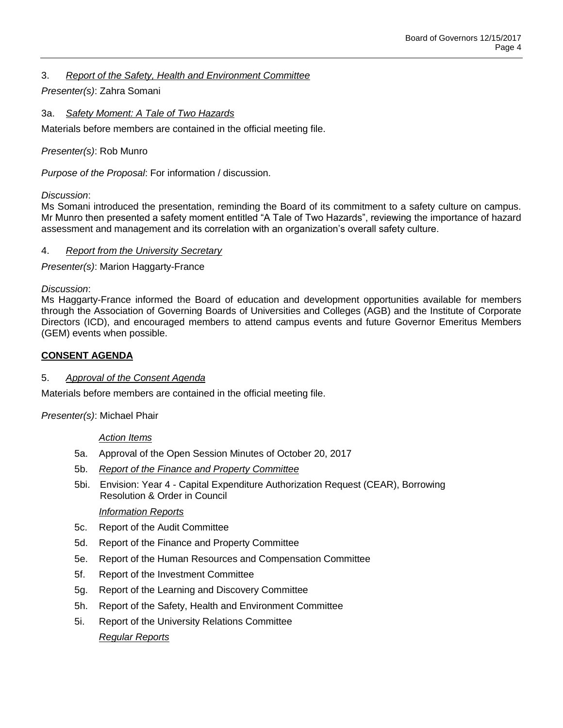3. *Report of the Safety, Health and Environment Committee*

*Presenter(s)*: Zahra Somani

3a. *Safety Moment: A Tale of Two Hazards*

Materials before members are contained in the official meeting file.

*Presenter(s)*: Rob Munro

*Purpose of the Proposal*: For information / discussion.

*Discussion*:
Ms Somani introduced the presentation, reminding the Board of its commitment to a safety culture on campus. Mr Munro then presented a safety moment entitled "A Tale of Two Hazards", reviewing the importance of hazard assessment and management and its correlation with an organization's overall safety culture.

4. *Report from the University Secretary*

*Presenter(s)*: Marion Haggarty-France

*Discussion*:
Ms Haggarty-France informed the Board of education and development opportunities available for members through the Association of Governing Boards of Universities and Colleges (AGB) and the Institute of Corporate Directors (ICD), and encouraged members to attend campus events and future Governor Emeritus Members (GEM) events when possible.

**CONSENT AGENDA**

5. *Approval of the Consent Agenda*

Materials before members are contained in the official meeting file.

*Presenter(s)*: Michael Phair

*Action Items*

- 5a. Approval of the Open Session Minutes of October 20, 2017
- 5b. *Report of the Finance and Property Committee*
- 5bi. Envision: Year 4 - Capital Expenditure Authorization Request (CEAR), Borrowing Resolution & Order in Council

*Information Reports*

- 5c. Report of the Audit Committee
- 5d. Report of the Finance and Property Committee
- 5e. Report of the Human Resources and Compensation Committee
- 5f. Report of the Investment Committee
- 5g. Report of the Learning and Discovery Committee
- 5h. Report of the Safety, Health and Environment Committee
- 5i. Report of the University Relations Committee

*Regular Reports*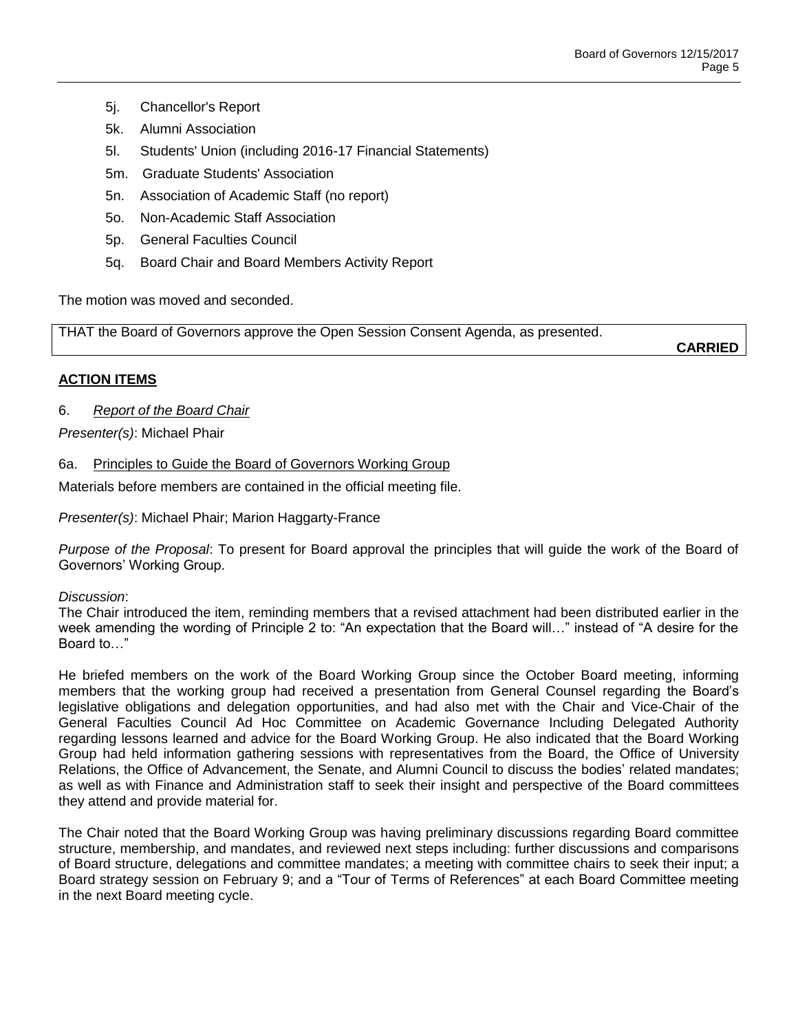- 5j. Chancellor's Report
- 5k. Alumni Association
- 5l. Students' Union (including 2016-17 Financial Statements)
- 5m. Graduate Students' Association
- 5n. Association of Academic Staff (no report)
- 5o. Non-Academic Staff Association
- 5p. General Faculties Council
- 5q. Board Chair and Board Members Activity Report

The motion was moved and seconded.

| THAT the Board of Governors approve the Open Session Consent Agenda, as presented. **CARRIED** |
|---|

## ACTION ITEMS

6. *Report of the Board Chair*

*Presenter(s)*: Michael Phair

6a. Principles to Guide the Board of Governors Working Group

Materials before members are contained in the official meeting file.

*Presenter(s)*: Michael Phair; Marion Haggarty-France

*Purpose of the Proposal*: To present for Board approval the principles that will guide the work of the Board of Governors' Working Group.

*Discussion*:
The Chair introduced the item, reminding members that a revised attachment had been distributed earlier in the week amending the wording of Principle 2 to: "An expectation that the Board will…" instead of "A desire for the Board to…"

He briefed members on the work of the Board Working Group since the October Board meeting, informing members that the working group had received a presentation from General Counsel regarding the Board's legislative obligations and delegation opportunities, and had also met with the Chair and Vice-Chair of the General Faculties Council Ad Hoc Committee on Academic Governance Including Delegated Authority regarding lessons learned and advice for the Board Working Group. He also indicated that the Board Working Group had held information gathering sessions with representatives from the Board, the Office of University Relations, the Office of Advancement, the Senate, and Alumni Council to discuss the bodies' related mandates; as well as with Finance and Administration staff to seek their insight and perspective of the Board committees they attend and provide material for.

The Chair noted that the Board Working Group was having preliminary discussions regarding Board committee structure, membership, and mandates, and reviewed next steps including: further discussions and comparisons of Board structure, delegations and committee mandates; a meeting with committee chairs to seek their input; a Board strategy session on February 9; and a "Tour of Terms of References" at each Board Committee meeting in the next Board meeting cycle.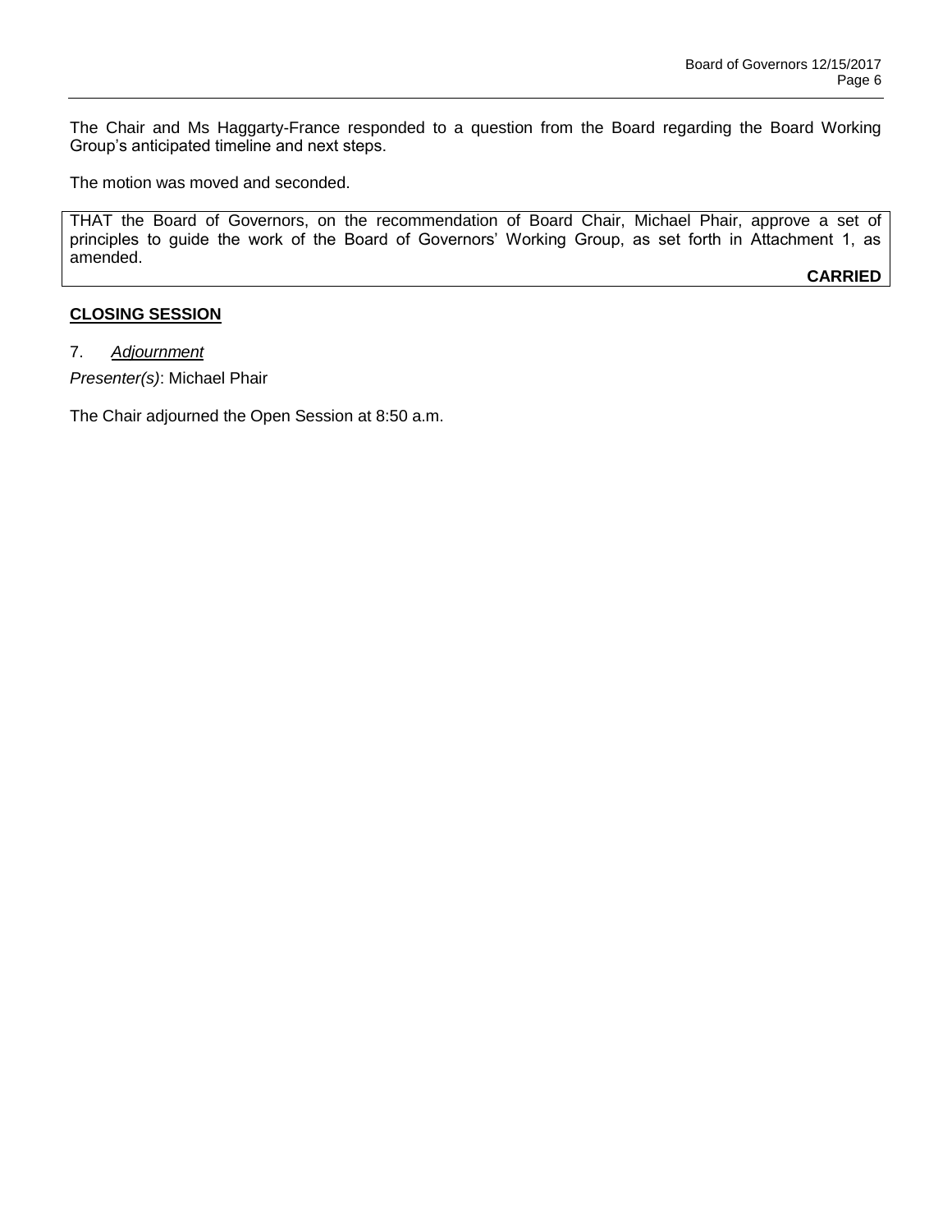The Chair and Ms Haggarty-France responded to a question from the Board regarding the Board Working Group's anticipated timeline and next steps.

The motion was moved and seconded.

THAT the Board of Governors, on the recommendation of Board Chair, Michael Phair, approve a set of principles to guide the work of the Board of Governors' Working Group, as set forth in Attachment 1, as amended.

**CARRIED**

## **CLOSING SESSION**

7. *Adjournment*

*Presenter(s)*: Michael Phair

The Chair adjourned the Open Session at 8:50 a.m.